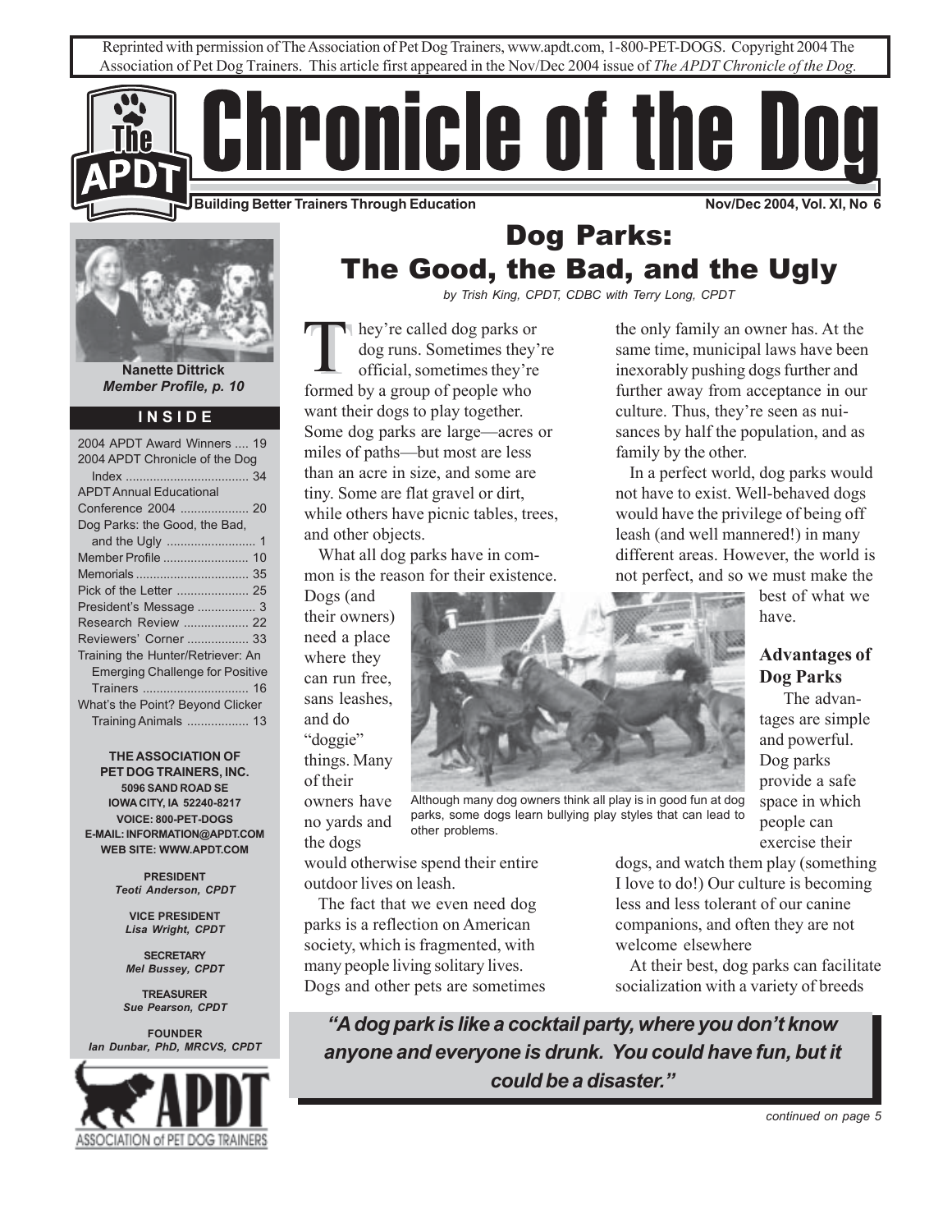Reprinted with permission of The Association of Pet Dog Trainers, www.apdt.com, 1-800-PET-DOGS. Copyright 2004 The Association of Pet Dog Trainers. This article first appeared in the Nov/Dec 2004 issue of *The APDT Chronicle of the Dog.*

# Chronicle of the Dog

**Building Better Trainers Through Education**

**Nov/Dec 2004, Vol. XI, No 6**

**Nanette Dittrick**
***Member Profile, p. 10***

## INSIDE

| | |
|---|---|
| 2004 APDT Award Winners | 19 |
| 2004 APDT Chronicle of the Dog Index | 34 |
| APDT Annual Educational Conference 2004 | 20 |
| Dog Parks: the Good, the Bad, and the Ugly | 1 |
| Member Profile | 10 |
| Memorials | 35 |
| Pick of the Letter | 25 |
| President's Message | 3 |
| Research Review | 22 |
| Reviewers' Corner | 33 |
| Training the Hunter/Retriever: An Emerging Challenge for Positive Trainers | 16 |
| What's the Point? Beyond Clicker Training Animals | 13 |

**THE ASSOCIATION OF PET DOG TRAINERS, INC.**
**5096 SAND ROAD SE**
**IOWA CITY, IA 52240-8217**
**VOICE: 800-PET-DOGS**
**E-MAIL: INFORMATION@APDT.COM**
**WEB SITE: WWW.APDT.COM**

**PRESIDENT**
***Teoti Anderson, CPDT***

**VICE PRESIDENT**
***Lisa Wright, CPDT***

**SECRETARY**
***Mel Bussey, CPDT***

**TREASURER**
***Sue Pearson, CPDT***

**FOUNDER**
***Ian Dunbar, PhD, MRCVS, CPDT***

# Dog Parks: The Good, the Bad, and the Ugly

*by Trish King, CPDT, CDBC with Terry Long, CPDT*

They're called dog parks or dog runs. Sometimes they're official, sometimes they're formed by a group of people who want their dogs to play together. Some dog parks are large—acres or miles of paths—but most are less than an acre in size, and some are tiny. Some are flat gravel or dirt, while others have picnic tables, trees, and other objects.

What all dog parks have in common is the reason for their existence. Dogs (and their owners) need a place where they can run free, sans leashes, and do "doggie" things. Many of their owners have no yards and the dogs would otherwise spend their entire outdoor lives on leash.

Although many dog owners think all play is in good fun at dog parks, some dogs learn bullying play styles that can lead to other problems.

The fact that we even need dog parks is a reflection on American society, which is fragmented, with many people living solitary lives. Dogs and other pets are sometimes the only family an owner has. At the same time, municipal laws have been inexorably pushing dogs further and further away from acceptance in our culture. Thus, they're seen as nuisances by half the population, and as family by the other.

In a perfect world, dog parks would not have to exist. Well-behaved dogs would have the privilege of being off leash (and well mannered!) in many different areas. However, the world is not perfect, and so we must make the best of what we have.

### Advantages of Dog Parks

The advantages are simple and powerful. Dog parks provide a safe space in which people can exercise their dogs, and watch them play (something I love to do!) Our culture is becoming less and less tolerant of our canine companions, and often they are not welcome elsewhere

At their best, dog parks can facilitate socialization with a variety of breeds

***"A dog park is like a cocktail party, where you don't know anyone and everyone is drunk. You could have fun, but it could be a disaster."***

*continued on page 5*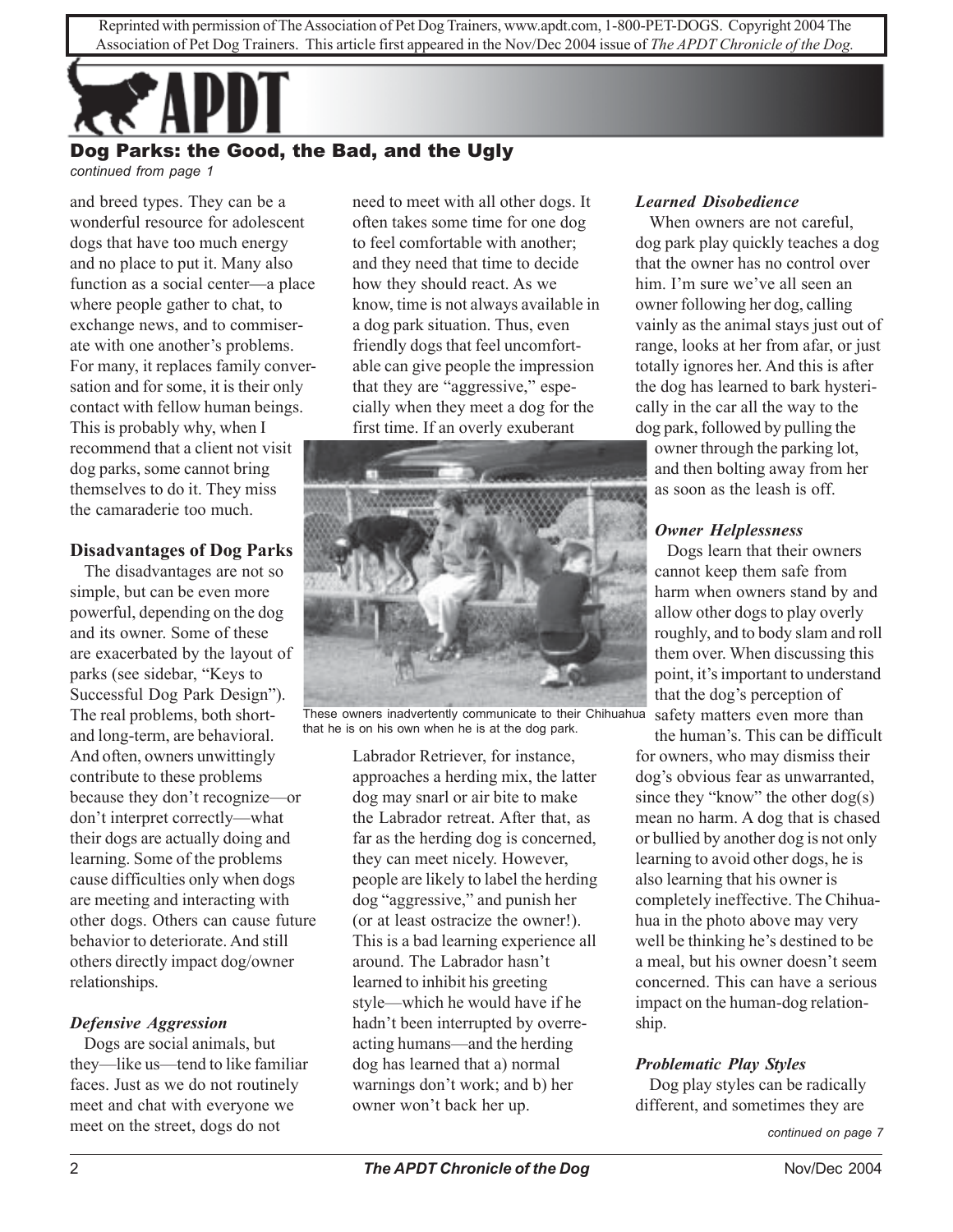Reprinted with permission of The Association of Pet Dog Trainers, www.apdt.com, 1-800-PET-DOGS. Copyright 2004 The Association of Pet Dog Trainers. This article first appeared in the Nov/Dec 2004 issue of *The APDT Chronicle of the Dog.*

## Dog Parks: the Good, the Bad, and the Ugly

*continued from page 1*

and breed types. They can be a wonderful resource for adolescent dogs that have too much energy and no place to put it. Many also function as a social center—a place where people gather to chat, to exchange news, and to commiserate with one another's problems. For many, it replaces family conversation and for some, it is their only contact with fellow human beings. This is probably why, when I recommend that a client not visit dog parks, some cannot bring themselves to do it. They miss the camaraderie too much.

### Disadvantages of Dog Parks

The disadvantages are not so simple, but can be even more powerful, depending on the dog and its owner. Some of these are exacerbated by the layout of parks (see sidebar, "Keys to Successful Dog Park Design"). The real problems, both short- and long-term, are behavioral. And often, owners unwittingly contribute to these problems because they don't recognize—or don't interpret correctly—what their dogs are actually doing and learning. Some of the problems cause difficulties only when dogs are meeting and interacting with other dogs. Others can cause future behavior to deteriorate. And still others directly impact dog/owner relationships.

#### *Defensive Aggression*

Dogs are social animals, but they—like us—tend to like familiar faces. Just as we do not routinely meet and chat with everyone we meet on the street, dogs do not need to meet with all other dogs. It often takes some time for one dog to feel comfortable with another; and they need that time to decide how they should react. As we know, time is not always available in a dog park situation. Thus, even friendly dogs that feel uncomfortable can give people the impression that they are "aggressive," especially when they meet a dog for the first time. If an overly exuberant Labrador Retriever, for instance, approaches a herding mix, the latter dog may snarl or air bite to make the Labrador retreat. After that, as far as the herding dog is concerned, they can meet nicely. However, people are likely to label the herding dog "aggressive," and punish her (or at least ostracize the owner!). This is a bad learning experience all around. The Labrador hasn't learned to inhibit his greeting style—which he would have if he hadn't been interrupted by overreacting humans—and the herding dog has learned that a) normal warnings don't work; and b) her owner won't back her up.

These owners inadvertently communicate to their Chihuahua that he is on his own when he is at the dog park.

#### *Learned Disobedience*

When owners are not careful, dog park play quickly teaches a dog that the owner has no control over him. I'm sure we've all seen an owner following her dog, calling vainly as the animal stays just out of range, looks at her from afar, or just totally ignores her. And this is after the dog has learned to bark hysterically in the car all the way to the dog park, followed by pulling the owner through the parking lot, and then bolting away from her as soon as the leash is off.

#### *Owner Helplessness*

Dogs learn that their owners cannot keep them safe from harm when owners stand by and allow other dogs to play overly roughly, and to body slam and roll them over. When discussing this point, it's important to understand that the dog's perception of safety matters even more than the human's. This can be difficult for owners, who may dismiss their dog's obvious fear as unwarranted, since they "know" the other dog(s) mean no harm. A dog that is chased or bullied by another dog is not only learning to avoid other dogs, he is also learning that his owner is completely ineffective. The Chihuahua in the photo above may very well be thinking he's destined to be a meal, but his owner doesn't seem concerned. This can have a serious impact on the human-dog relationship.

#### *Problematic Play Styles*

Dog play styles can be radically different, and sometimes they are

*continued on page 7*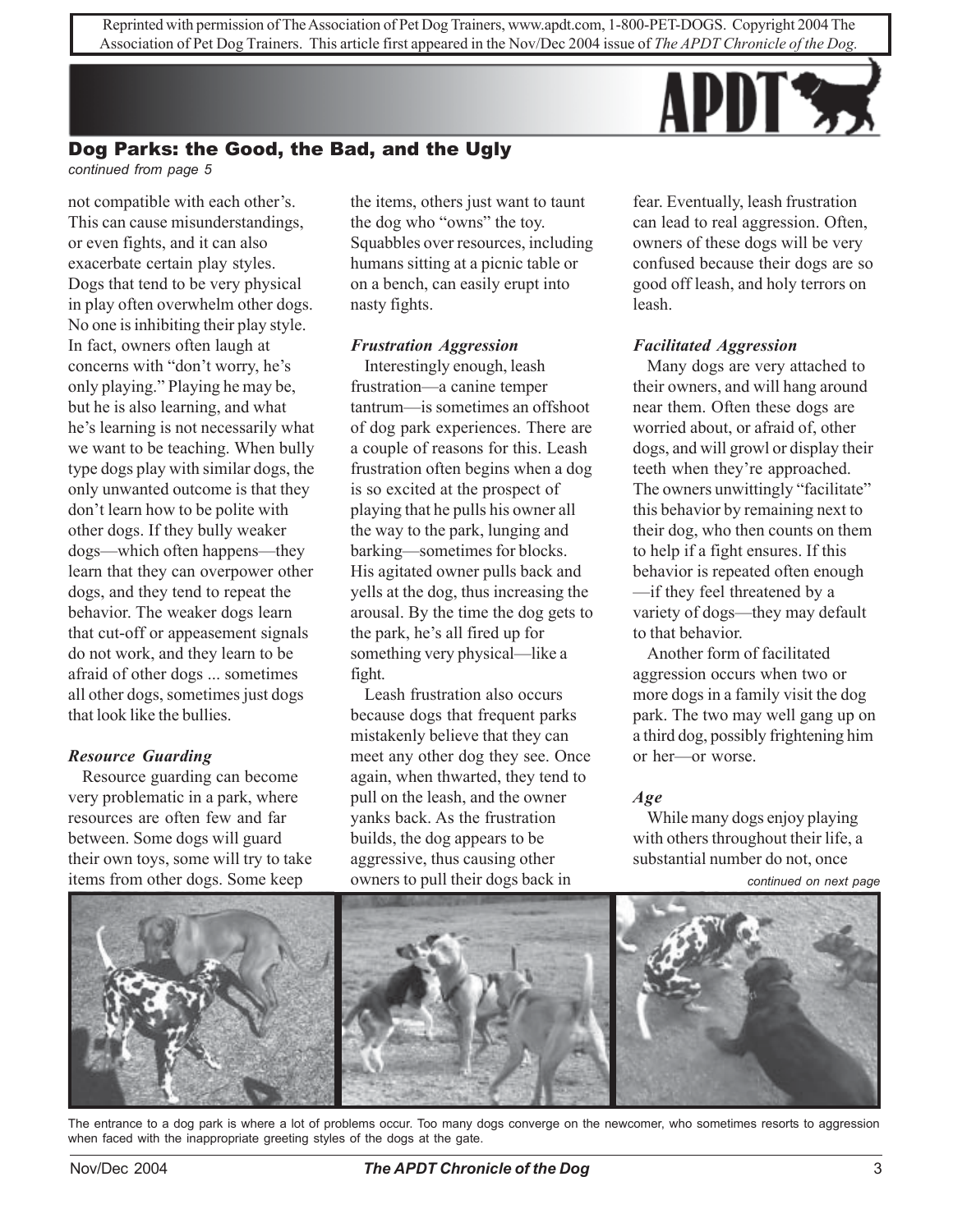Reprinted with permission of The Association of Pet Dog Trainers, www.apdt.com, 1-800-PET-DOGS. Copyright 2004 The Association of Pet Dog Trainers. This article first appeared in the Nov/Dec 2004 issue of *The APDT Chronicle of the Dog.*

## Dog Parks: the Good, the Bad, and the Ugly

*continued from page 5*

not compatible with each other's. This can cause misunderstandings, or even fights, and it can also exacerbate certain play styles. Dogs that tend to be very physical in play often overwhelm other dogs. No one is inhibiting their play style. In fact, owners often laugh at concerns with "don't worry, he's only playing." Playing he may be, but he is also learning, and what he's learning is not necessarily what we want to be teaching. When bully type dogs play with similar dogs, the only unwanted outcome is that they don't learn how to be polite with other dogs. If they bully weaker dogs—which often happens—they learn that they can overpower other dogs, and they tend to repeat the behavior. The weaker dogs learn that cut-off or appeasement signals do not work, and they learn to be afraid of other dogs ... sometimes all other dogs, sometimes just dogs that look like the bullies.

### *Resource Guarding*

Resource guarding can become very problematic in a park, where resources are often few and far between. Some dogs will guard their own toys, some will try to take items from other dogs. Some keep the items, others just want to taunt the dog who "owns" the toy. Squabbles over resources, including humans sitting at a picnic table or on a bench, can easily erupt into nasty fights.

### *Frustration Aggression*

Interestingly enough, leash frustration—a canine temper tantrum—is sometimes an offshoot of dog park experiences. There are a couple of reasons for this. Leash frustration often begins when a dog is so excited at the prospect of playing that he pulls his owner all the way to the park, lunging and barking—sometimes for blocks. His agitated owner pulls back and yells at the dog, thus increasing the arousal. By the time the dog gets to the park, he's all fired up for something very physical—like a fight.

Leash frustration also occurs because dogs that frequent parks mistakenly believe that they can meet any other dog they see. Once again, when thwarted, they tend to pull on the leash, and the owner yanks back. As the frustration builds, the dog appears to be aggressive, thus causing other owners to pull their dogs back in fear. Eventually, leash frustration can lead to real aggression. Often, owners of these dogs will be very confused because their dogs are so good off leash, and holy terrors on leash.

### *Facilitated Aggression*

Many dogs are very attached to their owners, and will hang around near them. Often these dogs are worried about, or afraid of, other dogs, and will growl or display their teeth when they're approached. The owners unwittingly "facilitate" this behavior by remaining next to their dog, who then counts on them to help if a fight ensures. If this behavior is repeated often enough—if they feel threatened by a variety of dogs—they may default to that behavior.

Another form of facilitated aggression occurs when two or more dogs in a family visit the dog park. The two may well gang up on a third dog, possibly frightening him or her—or worse.

### *Age*

While many dogs enjoy playing with others throughout their life, a substantial number do not, once

*continued on next page*

The entrance to a dog park is where a lot of problems occur. Too many dogs converge on the newcomer, who sometimes resorts to aggression when faced with the inappropriate greeting styles of the dogs at the gate.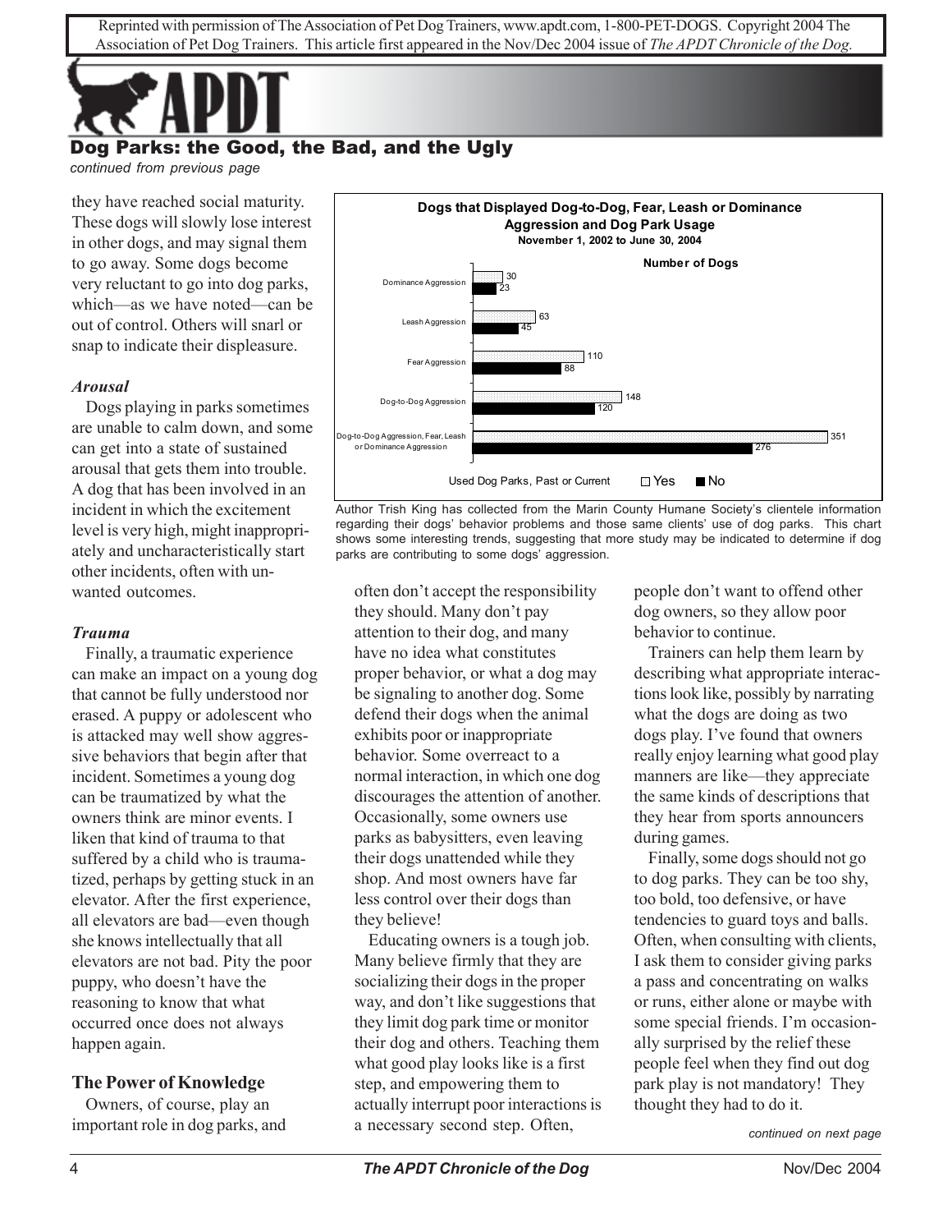Reprinted with permission of The Association of Pet Dog Trainers, www.apdt.com, 1-800-PET-DOGS. Copyright 2004 The Association of Pet Dog Trainers. This article first appeared in the Nov/Dec 2004 issue of *The APDT Chronicle of the Dog*.

## Dog Parks: the Good, the Bad, and the Ugly

*continued from previous page*

they have reached social maturity. These dogs will slowly lose interest in other dogs, and may signal them to go away. Some dogs become very reluctant to go into dog parks, which—as we have noted—can be out of control. Others will snarl or snap to indicate their displeasure.

### *Arousal*

Dogs playing in parks sometimes are unable to calm down, and some can get into a state of sustained arousal that gets them into trouble. A dog that has been involved in an incident in which the excitement level is very high, might inappropriately and uncharacteristically start other incidents, often with unwanted outcomes.

### *Trauma*

Finally, a traumatic experience can make an impact on a young dog that cannot be fully understood nor erased. A puppy or adolescent who is attacked may well show aggressive behaviors that begin after that incident. Sometimes a young dog can be traumatized by what the owners think are minor events. I liken that kind of trauma to that suffered by a child who is traumatized, perhaps by getting stuck in an elevator. After the first experience, all elevators are bad—even though she knows intellectually that all elevators are not bad. Pity the poor puppy, who doesn't have the reasoning to know that what occurred once does not always happen again.

**Dogs that Displayed Dog-to-Dog, Fear, Leash or Dominance Aggression and Dog Park Usage**
**November 1, 2002 to June 30, 2004**

Number of Dogs — Used Dog Parks, Past or Current

| | Yes | No |
|---|---|---|
| Dominance Aggression | 30 | 23 |
| Leash Aggression | 63 | 45 |
| Fear Aggression | 110 | 88 |
| Dog-to-Dog Aggression | 148 | 120 |
| Dog-to-Dog Aggression, Fear, Leash or Dominance Aggression | 351 | 276 |

Author Trish King has collected from the Marin County Humane Society's clientele information regarding their dogs' behavior problems and those same clients' use of dog parks. This chart shows some interesting trends, suggesting that more study may be indicated to determine if dog parks are contributing to some dogs' aggression.

### The Power of Knowledge

Owners, of course, play an important role in dog parks, and often don't accept the responsibility they should. Many don't pay attention to their dog, and many have no idea what constitutes proper behavior, or what a dog may be signaling to another dog. Some defend their dogs when the animal exhibits poor or inappropriate behavior. Some overreact to a normal interaction, in which one dog discourages the attention of another. Occasionally, some owners use parks as babysitters, even leaving their dogs unattended while they shop. And most owners have far less control over their dogs than they believe!

Educating owners is a tough job. Many believe firmly that they are socializing their dogs in the proper way, and don't like suggestions that they limit dog park time or monitor their dog and others. Teaching them what good play looks like is a first step, and empowering them to actually interrupt poor interactions is a necessary second step. Often, people don't want to offend other dog owners, so they allow poor behavior to continue.

Trainers can help them learn by describing what appropriate interactions look like, possibly by narrating what the dogs are doing as two dogs play. I've found that owners really enjoy learning what good play manners are like—they appreciate the same kinds of descriptions that they hear from sports announcers during games.

Finally, some dogs should not go to dog parks. They can be too shy, too bold, too defensive, or have tendencies to guard toys and balls. Often, when consulting with clients, I ask them to consider giving parks a pass and concentrating on walks or runs, either alone or maybe with some special friends. I'm occasionally surprised by the relief these people feel when they find out dog park play is not mandatory! They thought they had to do it.

*continued on next page*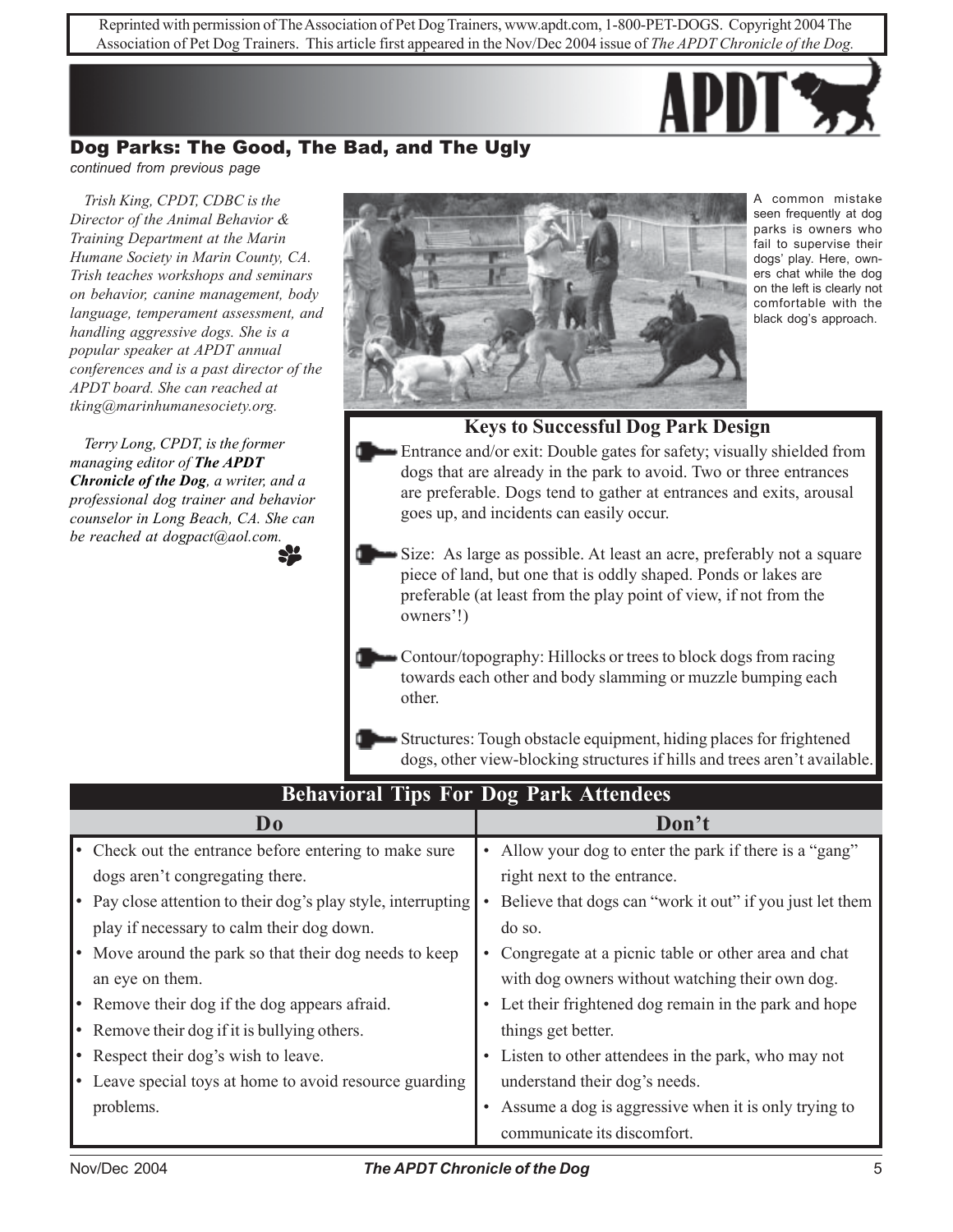Reprinted with permission of The Association of Pet Dog Trainers, www.apdt.com, 1-800-PET-DOGS. Copyright 2004 The Association of Pet Dog Trainers. This article first appeared in the Nov/Dec 2004 issue of *The APDT Chronicle of the Dog.*

## Dog Parks: The Good, The Bad, and The Ugly

*continued from previous page*

*Trish King, CPDT, CDBC is the Director of the Animal Behavior & Training Department at the Marin Humane Society in Marin County, CA. Trish teaches workshops and seminars on behavior, canine management, body language, temperament assessment, and handling aggressive dogs. She is a popular speaker at APDT annual conferences and is a past director of the APDT board. She can reached at tking@marinhumanesociety.org.*

*Terry Long, CPDT, is the former managing editor of **The APDT Chronicle of the Dog**, a writer, and a professional dog trainer and behavior counselor in Long Beach, CA. She can be reached at dogpact@aol.com.*

A common mistake seen frequently at dog parks is owners who fail to supervise their dogs' play. Here, owners chat while the dog on the left is clearly not comfortable with the black dog's approach.

### Keys to Successful Dog Park Design

- Entrance and/or exit: Double gates for safety; visually shielded from dogs that are already in the park to avoid. Two or three entrances are preferable. Dogs tend to gather at entrances and exits, arousal goes up, and incidents can easily occur.
- Size: As large as possible. At least an acre, preferably not a square piece of land, but one that is oddly shaped. Ponds or lakes are preferable (at least from the play point of view, if not from the owners'!)
- Contour/topography: Hillocks or trees to block dogs from racing towards each other and body slamming or muzzle bumping each other.
- Structures: Tough obstacle equipment, hiding places for frightened dogs, other view-blocking structures if hills and trees aren't available.

### Behavioral Tips For Dog Park Attendees

| Do | Don't |
|---|---|
| • Check out the entrance before entering to make sure dogs aren't congregating there. | • Allow your dog to enter the park if there is a "gang" right next to the entrance. |
| • Pay close attention to their dog's play style, interrupting play if necessary to calm their dog down. | • Believe that dogs can "work it out" if you just let them do so. |
| • Move around the park so that their dog needs to keep an eye on them. | • Congregate at a picnic table or other area and chat with dog owners without watching their own dog. |
| • Remove their dog if the dog appears afraid. | • Let their frightened dog remain in the park and hope things get better. |
| • Remove their dog if it is bullying others. | • Listen to other attendees in the park, who may not understand their dog's needs. |
| • Respect their dog's wish to leave. | • Assume a dog is aggressive when it is only trying to communicate its discomfort. |
| • Leave special toys at home to avoid resource guarding problems. | |